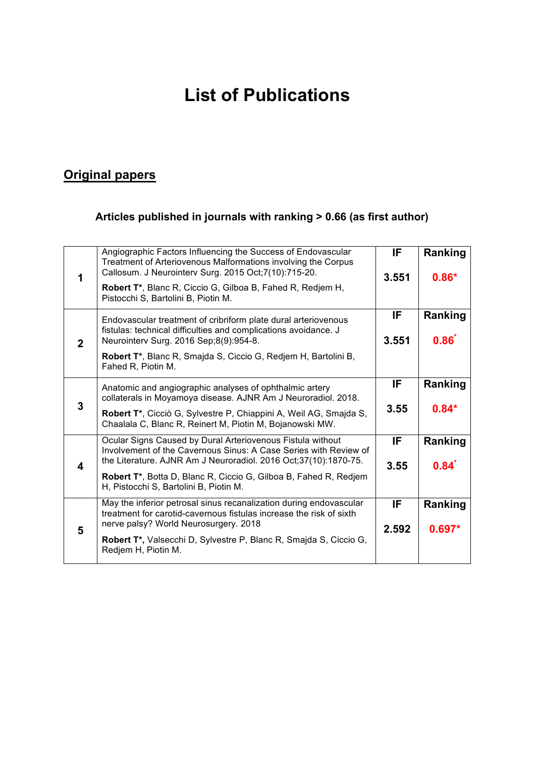# List of Publications

## Original papers

### Articles published in journals with ranking > 0.66 (as first author)

| | | | |
|---|---|---|---|
| 1 | Angiographic Factors Influencing the Success of Endovascular Treatment of Arteriovenous Malformations involving the Corpus Callosum. J Neurointerv Surg. 2015 Oct;7(10):715-20.<br><br>**Robert T***, Blanc R, Ciccio G, Gilboa B, Fahed R, Redjem H, Pistocchi S, Bartolini B, Piotin M. | **IF**<br><br>**3.551** | **Ranking**<br><br>**0.86*** |
| 2 | Endovascular treatment of cribriform plate dural arteriovenous fistulas: technical difficulties and complications avoidance. J Neurointerv Surg. 2016 Sep;8(9):954-8.<br><br>**Robert T***, Blanc R, Smajda S, Ciccio G, Redjem H, Bartolini B, Fahed R, Piotin M. | **IF**<br><br>**3.551** | **Ranking**<br><br>**0.86*** |
| 3 | Anatomic and angiographic analyses of ophthalmic artery collaterals in Moyamoya disease. AJNR Am J Neuroradiol. 2018.<br><br>**Robert T***, Cicciò G, Sylvestre P, Chiappini A, Weil AG, Smajda S, Chaalala C, Blanc R, Reinert M, Piotin M, Bojanowski MW. | **IF**<br><br>**3.55** | **Ranking**<br><br>**0.84*** |
| 4 | Ocular Signs Caused by Dural Arteriovenous Fistula without Involvement of the Cavernous Sinus: A Case Series with Review of the Literature. AJNR Am J Neuroradiol. 2016 Oct;37(10):1870-75.<br><br>**Robert T***, Botta D, Blanc R, Ciccio G, Gilboa B, Fahed R, Redjem H, Pistocchi S, Bartolini B, Piotin M. | **IF**<br><br>**3.55** | **Ranking**<br><br>**0.84*** |
| 5 | May the inferior petrosal sinus recanalization during endovascular treatment for carotid-cavernous fistulas increase the risk of sixth nerve palsy? World Neurosurgery. 2018<br><br>**Robert T*,** Valsecchi D, Sylvestre P, Blanc R, Smajda S, Ciccio G, Redjem H, Piotin M. | **IF**<br><br>**2.592** | **Ranking**<br><br>**0.697*** |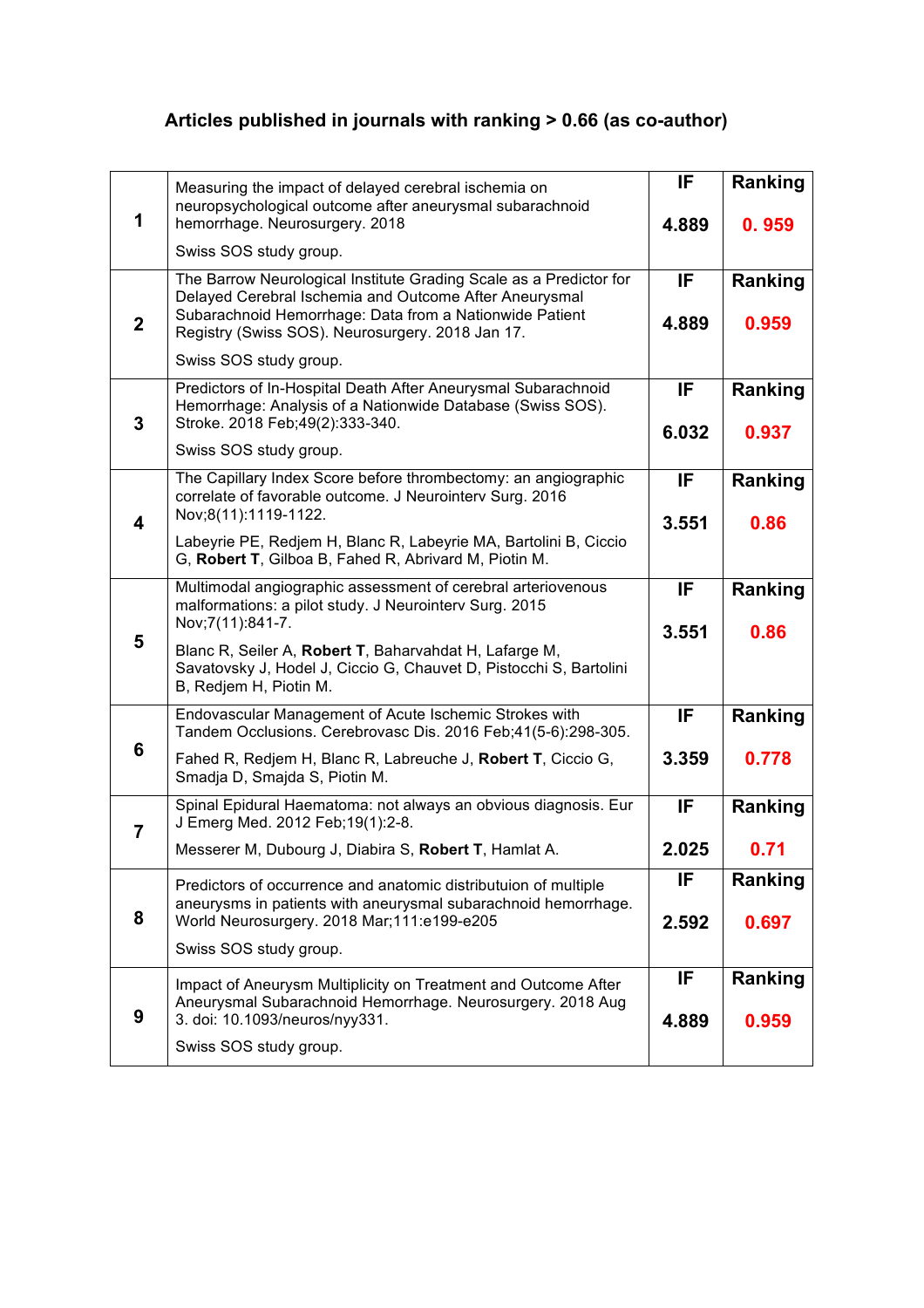# Articles published in journals with ranking > 0.66 (as co-author)

| | | IF | Ranking |
|---|---|---|---|
| 1 | Measuring the impact of delayed cerebral ischemia on neuropsychological outcome after aneurysmal subarachnoid hemorrhage. Neurosurgery. 2018<br><br>Swiss SOS study group. | 4.889 | 0. 959 |
| 2 | The Barrow Neurological Institute Grading Scale as a Predictor for Delayed Cerebral Ischemia and Outcome After Aneurysmal Subarachnoid Hemorrhage: Data from a Nationwide Patient Registry (Swiss SOS). Neurosurgery. 2018 Jan 17.<br><br>Swiss SOS study group. | 4.889 | 0.959 |
| 3 | Predictors of In-Hospital Death After Aneurysmal Subarachnoid Hemorrhage: Analysis of a Nationwide Database (Swiss SOS). Stroke. 2018 Feb;49(2):333-340.<br><br>Swiss SOS study group. | 6.032 | 0.937 |
| 4 | The Capillary Index Score before thrombectomy: an angiographic correlate of favorable outcome. J Neurointerv Surg. 2016 Nov;8(11):1119-1122.<br><br>Labeyrie PE, Redjem H, Blanc R, Labeyrie MA, Bartolini B, Ciccio G, **Robert T**, Gilboa B, Fahed R, Abrivard M, Piotin M. | 3.551 | 0.86 |
| 5 | Multimodal angiographic assessment of cerebral arteriovenous malformations: a pilot study. J Neurointerv Surg. 2015 Nov;7(11):841-7.<br><br>Blanc R, Seiler A, **Robert T**, Baharvahdat H, Lafarge M, Savatovsky J, Hodel J, Ciccio G, Chauvet D, Pistocchi S, Bartolini B, Redjem H, Piotin M. | 3.551 | 0.86 |
| 6 | Endovascular Management of Acute Ischemic Strokes with Tandem Occlusions. Cerebrovasc Dis. 2016 Feb;41(5-6):298-305.<br><br>Fahed R, Redjem H, Blanc R, Labreuche J, **Robert T**, Ciccio G, Smadja D, Smajda S, Piotin M. | 3.359 | 0.778 |
| 7 | Spinal Epidural Haematoma: not always an obvious diagnosis. Eur J Emerg Med. 2012 Feb;19(1):2-8.<br><br>Messerer M, Dubourg J, Diabira S, **Robert T**, Hamlat A. | 2.025 | 0.71 |
| 8 | Predictors of occurrence and anatomic distributuion of multiple aneurysms in patients with aneurysmal subarachnoid hemorrhage. World Neurosurgery. 2018 Mar;111:e199-e205<br><br>Swiss SOS study group. | 2.592 | 0.697 |
| 9 | Impact of Aneurysm Multiplicity on Treatment and Outcome After Aneurysmal Subarachnoid Hemorrhage. Neurosurgery. 2018 Aug 3. doi: 10.1093/neuros/nyy331.<br><br>Swiss SOS study group. | 4.889 | 0.959 |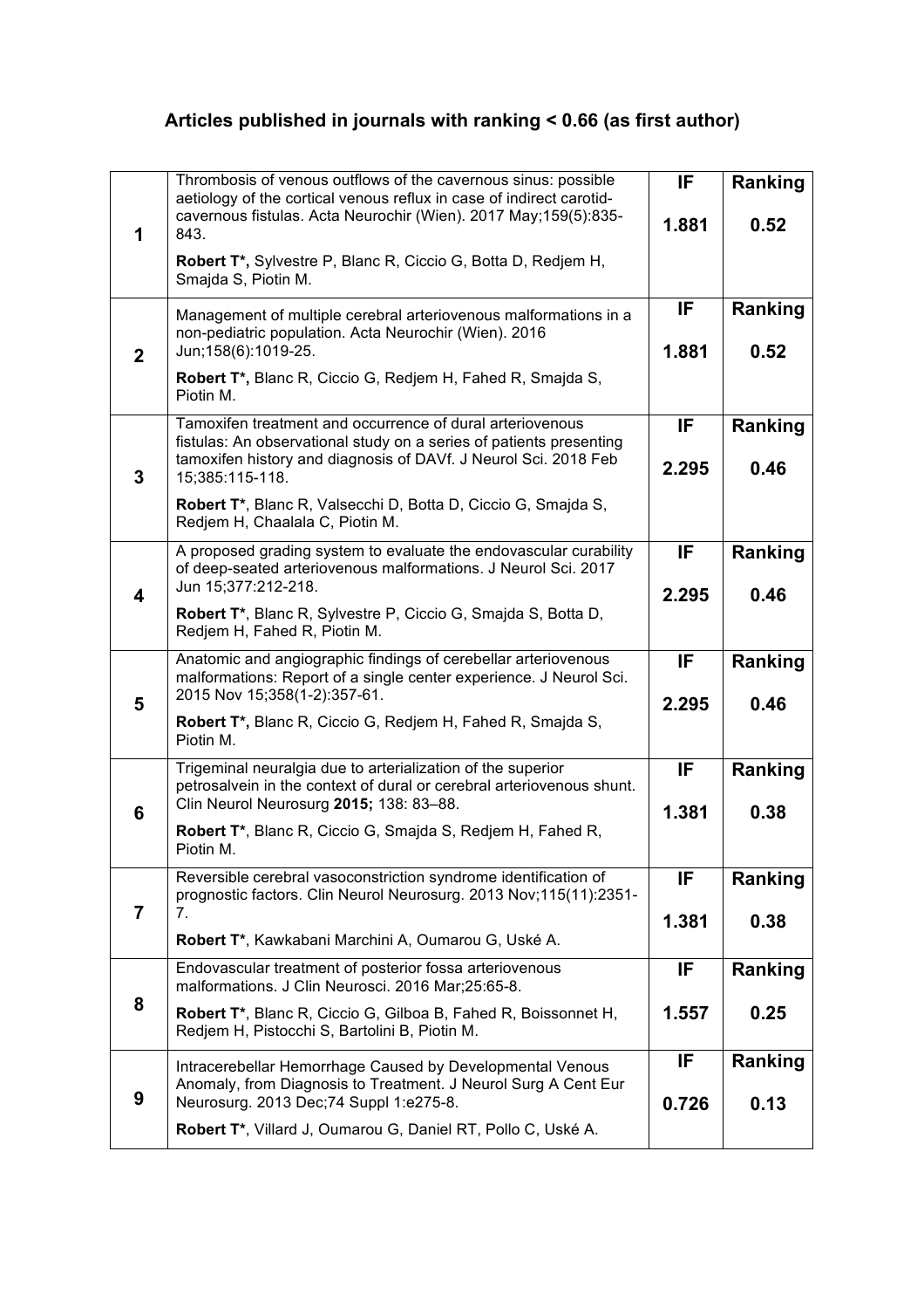# Articles published in journals with ranking < 0.66 (as first author)

| | Article | IF | Ranking |
|---|---|---|---|
| **1** | Thrombosis of venous outflows of the cavernous sinus: possible aetiology of the cortical venous reflux in case of indirect carotid-cavernous fistulas. Acta Neurochir (Wien). 2017 May;159(5):835-843.<br>**Robert T*,** Sylvestre P, Blanc R, Ciccio G, Botta D, Redjem H, Smajda S, Piotin M. | **1.881** | **0.52** |
| **2** | Management of multiple cerebral arteriovenous malformations in a non-pediatric population. Acta Neurochir (Wien). 2016 Jun;158(6):1019-25.<br>**Robert T*,** Blanc R, Ciccio G, Redjem H, Fahed R, Smajda S, Piotin M. | **1.881** | **0.52** |
| **3** | Tamoxifen treatment and occurrence of dural arteriovenous fistulas: An observational study on a series of patients presenting tamoxifen history and diagnosis of DAVf. J Neurol Sci. 2018 Feb 15;385:115-118.<br>**Robert T***, Blanc R, Valsecchi D, Botta D, Ciccio G, Smajda S, Redjem H, Chaalala C, Piotin M. | **2.295** | **0.46** |
| **4** | A proposed grading system to evaluate the endovascular curability of deep-seated arteriovenous malformations. J Neurol Sci. 2017 Jun 15;377:212-218.<br>**Robert T***, Blanc R, Sylvestre P, Ciccio G, Smajda S, Botta D, Redjem H, Fahed R, Piotin M. | **2.295** | **0.46** |
| **5** | Anatomic and angiographic findings of cerebellar arteriovenous malformations: Report of a single center experience. J Neurol Sci. 2015 Nov 15;358(1-2):357-61.<br>**Robert T*,** Blanc R, Ciccio G, Redjem H, Fahed R, Smajda S, Piotin M. | **2.295** | **0.46** |
| **6** | Trigeminal neuralgia due to arterialization of the superior petrosalvein in the context of dural or cerebral arteriovenous shunt. Clin Neurol Neurosurg **2015;** 138: 83–88.<br>**Robert T***, Blanc R, Ciccio G, Smajda S, Redjem H, Fahed R, Piotin M. | **1.381** | **0.38** |
| **7** | Reversible cerebral vasoconstriction syndrome identification of prognostic factors. Clin Neurol Neurosurg. 2013 Nov;115(11):2351-7.<br>**Robert T***, Kawkabani Marchini A, Oumarou G, Uské A. | **1.381** | **0.38** |
| **8** | Endovascular treatment of posterior fossa arteriovenous malformations. J Clin Neurosci. 2016 Mar;25:65-8.<br>**Robert T***, Blanc R, Ciccio G, Gilboa B, Fahed R, Boissonnet H, Redjem H, Pistocchi S, Bartolini B, Piotin M. | **1.557** | **0.25** |
| **9** | Intracerebellar Hemorrhage Caused by Developmental Venous Anomaly, from Diagnosis to Treatment. J Neurol Surg A Cent Eur Neurosurg. 2013 Dec;74 Suppl 1:e275-8.<br>**Robert T***, Villard J, Oumarou G, Daniel RT, Pollo C, Uské A. | **0.726** | **0.13** |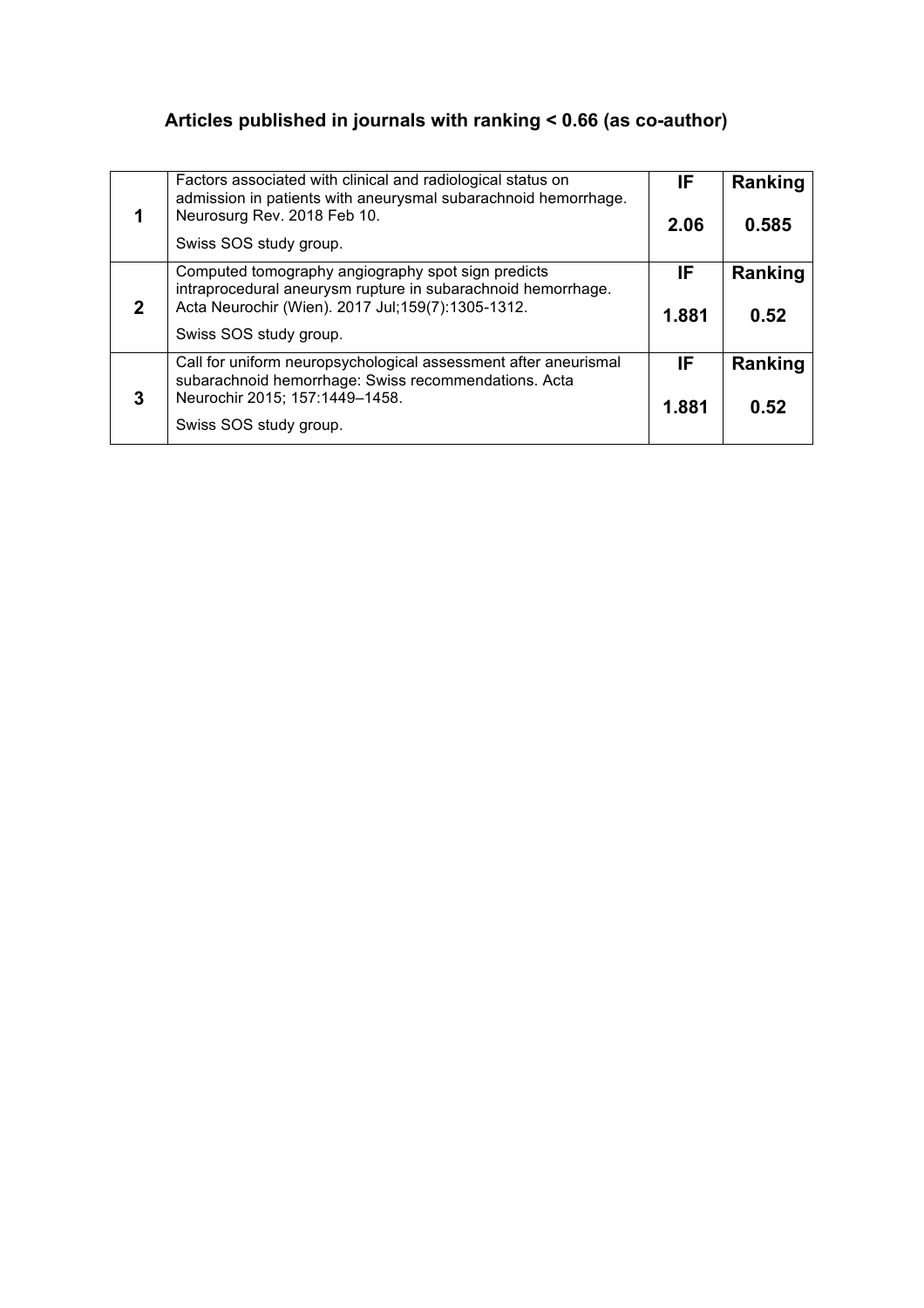## Articles published in journals with ranking < 0.66 (as co-author)

| | | | |
|---|---|---|---|
| **1** | Factors associated with clinical and radiological status on admission in patients with aneurysmal subarachnoid hemorrhage. Neurosurg Rev. 2018 Feb 10.<br><br>Swiss SOS study group. | **IF**<br><br>**2.06** | **Ranking**<br><br>**0.585** |
| **2** | Computed tomography angiography spot sign predicts intraprocedural aneurysm rupture in subarachnoid hemorrhage. Acta Neurochir (Wien). 2017 Jul;159(7):1305-1312.<br><br>Swiss SOS study group. | **IF**<br><br>**1.881** | **Ranking**<br><br>**0.52** |
| **3** | Call for uniform neuropsychological assessment after aneurismal subarachnoid hemorrhage: Swiss recommendations. Acta Neurochir 2015; 157:1449–1458.<br><br>Swiss SOS study group. | **IF**<br><br>**1.881** | **Ranking**<br><br>**0.52** |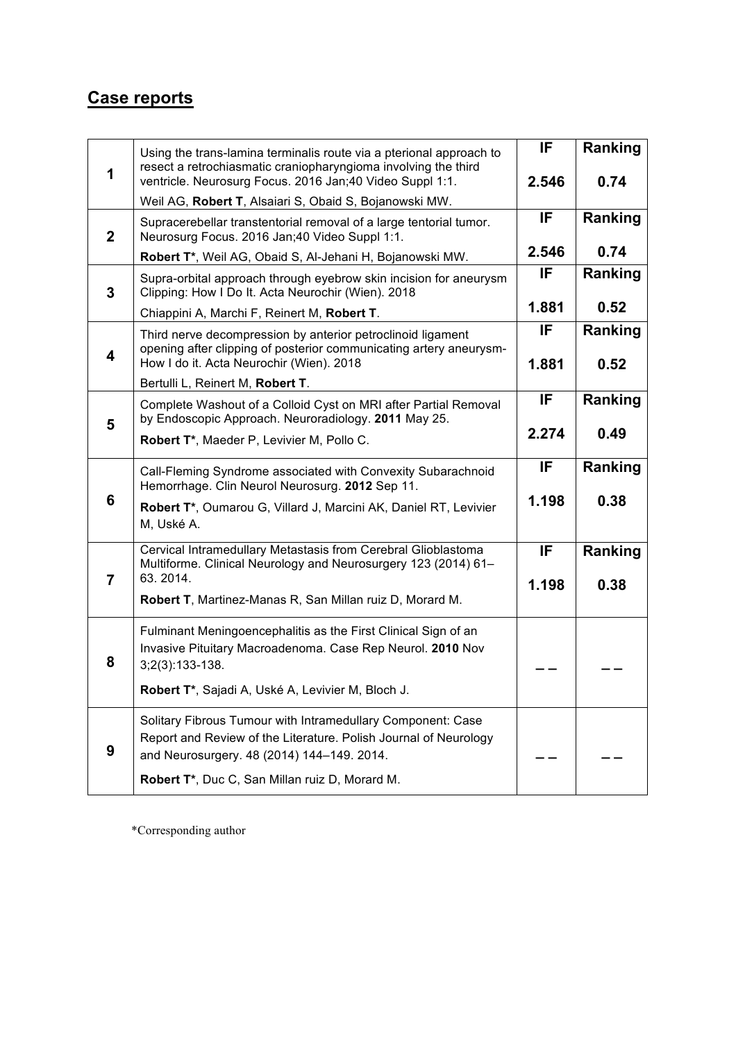## Case reports

| | | IF | Ranking |
|---|---|---|---|
| **1** | Using the trans-lamina terminalis route via a pterional approach to resect a retrochiasmatic craniopharyngioma involving the third ventricle. Neurosurg Focus. 2016 Jan;40 Video Suppl 1:1.<br>Weil AG, **Robert T**, Alsaiari S, Obaid S, Bojanowski MW. | **2.546** | **0.74** |
| **2** | Supracerebellar transtentorial removal of a large tentorial tumor. Neurosurg Focus. 2016 Jan;40 Video Suppl 1:1.<br>**Robert T***, Weil AG, Obaid S, Al-Jehani H, Bojanowski MW. | **2.546** | **0.74** |
| **3** | Supra-orbital approach through eyebrow skin incision for aneurysm Clipping: How I Do It. Acta Neurochir (Wien). 2018<br>Chiappini A, Marchi F, Reinert M, **Robert T**. | **1.881** | **0.52** |
| **4** | Third nerve decompression by anterior petroclinoid ligament opening after clipping of posterior communicating artery aneurysm- How I do it. Acta Neurochir (Wien). 2018<br>Bertulli L, Reinert M, **Robert T**. | **1.881** | **0.52** |
| **5** | Complete Washout of a Colloid Cyst on MRI after Partial Removal by Endoscopic Approach. Neuroradiology. **2011** May 25.<br>**Robert T***, Maeder P, Levivier M, Pollo C. | **2.274** | **0.49** |
| **6** | Call-Fleming Syndrome associated with Convexity Subarachnoid Hemorrhage. Clin Neurol Neurosurg. **2012** Sep 11.<br>**Robert T***, Oumarou G, Villard J, Marcini AK, Daniel RT, Levivier M, Uské A. | **1.198** | **0.38** |
| **7** | Cervical Intramedullary Metastasis from Cerebral Glioblastoma Multiforme. Clinical Neurology and Neurosurgery 123 (2014) 61–63. 2014.<br>**Robert T**, Martinez-Manas R, San Millan ruiz D, Morard M. | **1.198** | **0.38** |
| **8** | Fulminant Meningoencephalitis as the First Clinical Sign of an Invasive Pituitary Macroadenoma. Case Rep Neurol. **2010** Nov 3;2(3):133-138.<br>**Robert T***, Sajadi A, Uské A, Levivier M, Bloch J. | **– –** | **– –** |
| **9** | Solitary Fibrous Tumour with Intramedullary Component: Case Report and Review of the Literature. Polish Journal of Neurology and Neurosurgery. 48 (2014) 144–149. 2014.<br>**Robert T***, Duc C, San Millan ruiz D, Morard M. | **– –** | **– –** |

*Corresponding author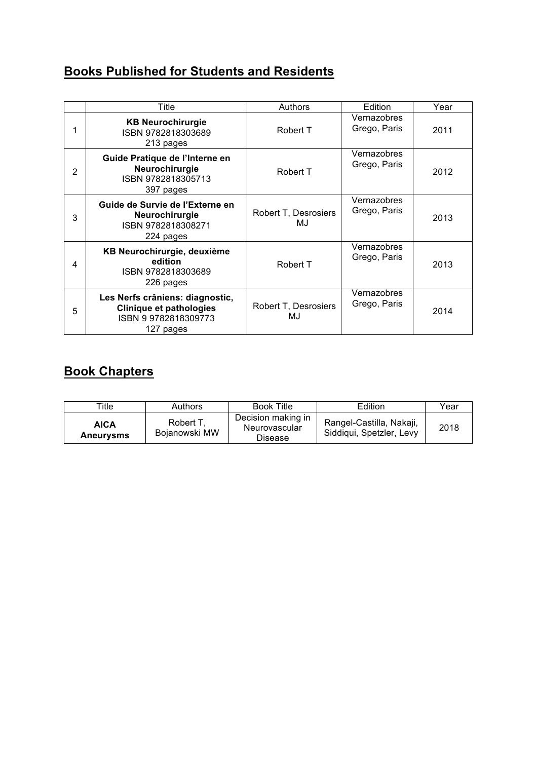## Books Published for Students and Residents

| | Title | Authors | Edition | Year |
|---|---|---|---|---|
| 1 | **KB Neurochirurgie** ISBN 9782818303689 213 pages | Robert T | Vernazobres Grego, Paris | 2011 |
| 2 | **Guide Pratique de l'Interne en Neurochirurgie** ISBN 9782818305713 397 pages | Robert T | Vernazobres Grego, Paris | 2012 |
| 3 | **Guide de Survie de l'Externe en Neurochirurgie** ISBN 9782818308271 224 pages | Robert T, Desrosiers MJ | Vernazobres Grego, Paris | 2013 |
| 4 | **KB Neurochirurgie, deuxième edition** ISBN 9782818303689 226 pages | Robert T | Vernazobres Grego, Paris | 2013 |
| 5 | **Les Nerfs crâniens: diagnostic, Clinique et pathologies** ISBN 9 9782818309773 127 pages | Robert T, Desrosiers MJ | Vernazobres Grego, Paris | 2014 |

## Book Chapters

| Title | Authors | Book Title | Edition | Year |
|---|---|---|---|---|
| **AICA Aneurysms** | Robert T, Bojanowski MW | Decision making in Neurovascular Disease | Rangel-Castilla, Nakaji, Siddiqui, Spetzler, Levy | 2018 |